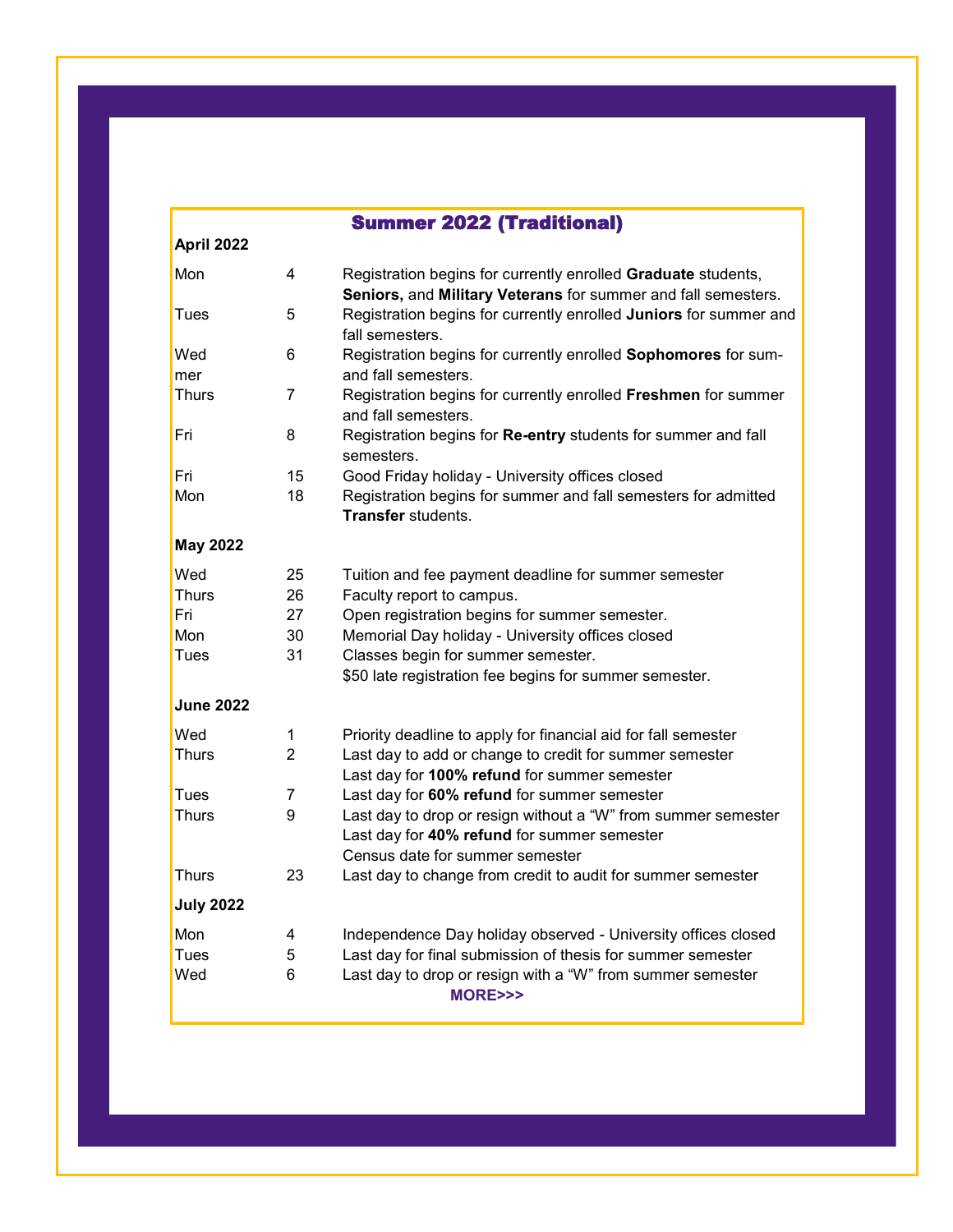# Summer 2022 (Traditional)

**April 2022**

| | | |
|---|---|---|
| Mon | 4 | Registration begins for currently enrolled **Graduate** students, **Seniors,** and **Military Veterans** for summer and fall semesters. |
| Tues | 5 | Registration begins for currently enrolled **Juniors** for summer and fall semesters. |
| Wed | 6 | Registration begins for currently enrolled **Sophomores** for summer and fall semesters. |
| Thurs | 7 | Registration begins for currently enrolled **Freshmen** for summer and fall semesters. |
| Fri | 8 | Registration begins for **Re-entry** students for summer and fall semesters. |
| Fri | 15 | Good Friday holiday - University offices closed |
| Mon | 18 | Registration begins for summer and fall semesters for admitted **Transfer** students. |

**May 2022**

| | | |
|---|---|---|
| Wed | 25 | Tuition and fee payment deadline for summer semester |
| Thurs | 26 | Faculty report to campus. |
| Fri | 27 | Open registration begins for summer semester. |
| Mon | 30 | Memorial Day holiday - University offices closed |
| Tues | 31 | Classes begin for summer semester.<br>$50 late registration fee begins for summer semester. |

**June 2022**

| | | |
|---|---|---|
| Wed | 1 | Priority deadline to apply for financial aid for fall semester |
| Thurs | 2 | Last day to add or change to credit for summer semester<br>Last day for **100% refund** for summer semester |
| Tues | 7 | Last day for **60% refund** for summer semester |
| Thurs | 9 | Last day to drop or resign without a "W" from summer semester<br>Last day for **40% refund** for summer semester<br>Census date for summer semester |
| Thurs | 23 | Last day to change from credit to audit for summer semester |

**July 2022**

| | | |
|---|---|---|
| Mon | 4 | Independence Day holiday observed - University offices closed |
| Tues | 5 | Last day for final submission of thesis for summer semester |
| Wed | 6 | Last day to drop or resign with a "W" from summer semester |

**MORE>>>**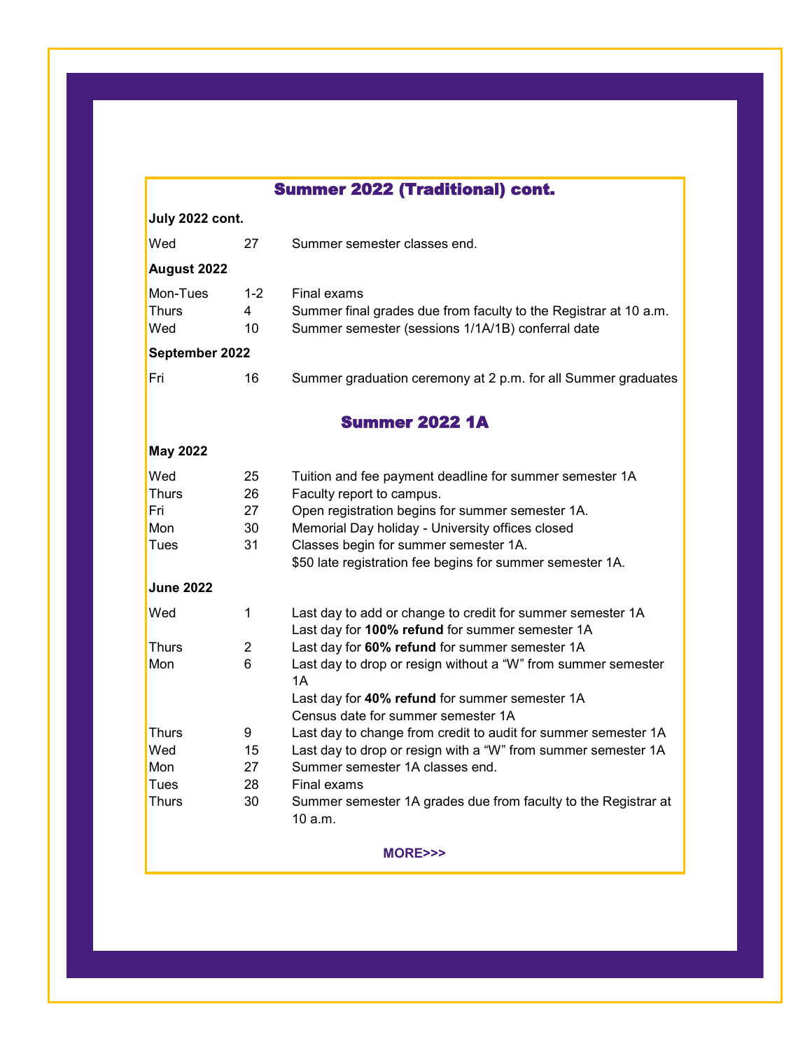## Summer 2022 (Traditional) cont.

**July 2022 cont.**

| | | |
|---|---|---|
| Wed | 27 | Summer semester classes end. |

**August 2022**

| | | |
|---|---|---|
| Mon-Tues | 1-2 | Final exams |
| Thurs | 4 | Summer final grades due from faculty to the Registrar at 10 a.m. |
| Wed | 10 | Summer semester (sessions 1/1A/1B) conferral date |

**September 2022**

| | | |
|---|---|---|
| Fri | 16 | Summer graduation ceremony at 2 p.m. for all Summer graduates |

## Summer 2022 1A

**May 2022**

| | | |
|---|---|---|
| Wed | 25 | Tuition and fee payment deadline for summer semester 1A |
| Thurs | 26 | Faculty report to campus. |
| Fri | 27 | Open registration begins for summer semester 1A. |
| Mon | 30 | Memorial Day holiday - University offices closed |
| Tues | 31 | Classes begin for summer semester 1A.<br>$50 late registration fee begins for summer semester 1A. |

**June 2022**

| | | |
|---|---|---|
| Wed | 1 | Last day to add or change to credit for summer semester 1A<br>Last day for **100% refund** for summer semester 1A |
| Thurs | 2 | Last day for **60% refund** for summer semester 1A |
| Mon | 6 | Last day to drop or resign without a "W" from summer semester 1A<br>Last day for **40% refund** for summer semester 1A<br>Census date for summer semester 1A |
| Thurs | 9 | Last day to change from credit to audit for summer semester 1A |
| Wed | 15 | Last day to drop or resign with a "W" from summer semester 1A |
| Mon | 27 | Summer semester 1A classes end. |
| Tues | 28 | Final exams |
| Thurs | 30 | Summer semester 1A grades due from faculty to the Registrar at 10 a.m. |

**MORE>>>**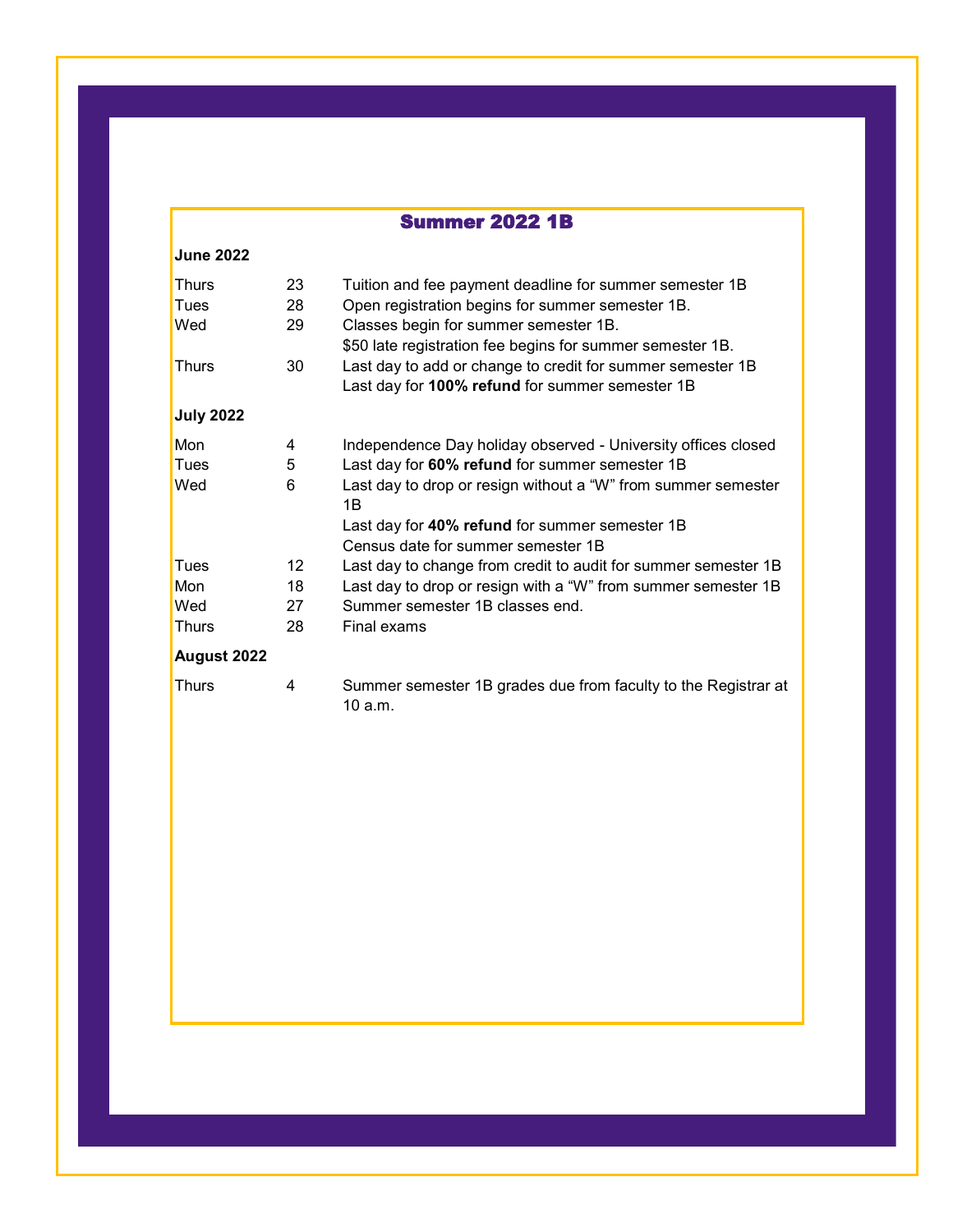## Summer 2022 1B

**June 2022**

| | | |
|---|---|---|
| Thurs | 23 | Tuition and fee payment deadline for summer semester 1B |
| Tues | 28 | Open registration begins for summer semester 1B. |
| Wed | 29 | Classes begin for summer semester 1B.<br>$50 late registration fee begins for summer semester 1B. |
| Thurs | 30 | Last day to add or change to credit for summer semester 1B<br>Last day for **100% refund** for summer semester 1B |

**July 2022**

| | | |
|---|---|---|
| Mon | 4 | Independence Day holiday observed - University offices closed |
| Tues | 5 | Last day for **60% refund** for summer semester 1B |
| Wed | 6 | Last day to drop or resign without a "W" from summer semester 1B<br>Last day for **40% refund** for summer semester 1B<br>Census date for summer semester 1B |
| Tues | 12 | Last day to change from credit to audit for summer semester 1B |
| Mon | 18 | Last day to drop or resign with a "W" from summer semester 1B |
| Wed | 27 | Summer semester 1B classes end. |
| Thurs | 28 | Final exams |

**August 2022**

| | | |
|---|---|---|
| Thurs | 4 | Summer semester 1B grades due from faculty to the Registrar at 10 a.m. |